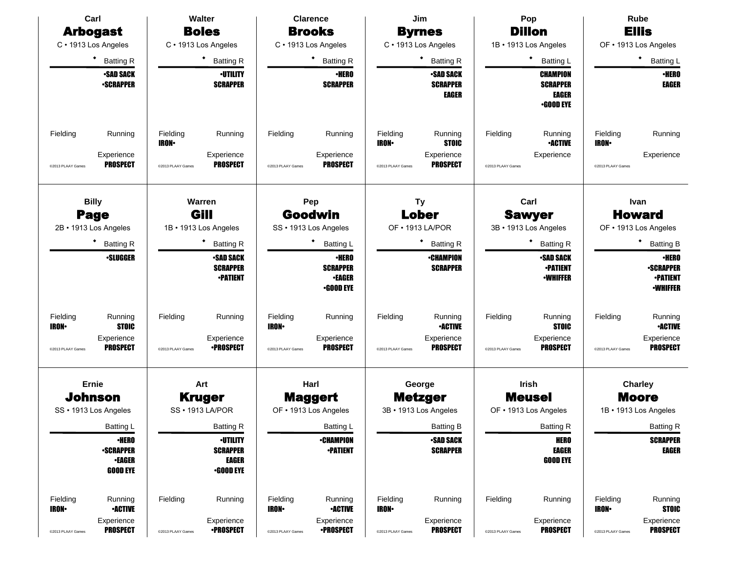Carl
## Arbogast
C • 1913 Los Angeles

◆ Batting R

•SAD SACK
•SCRAPPER

Fielding | Running

Experience
PROSPECT

©2013 PLAAY Games

---

Walter
## Boles
C • 1913 Los Angeles

◆ Batting R

•UTILITY
SCRAPPER

Fielding | Running
IRON•

Experience
PROSPECT

©2013 PLAAY Games

---

Clarence
## Brooks
C • 1913 Los Angeles

◆ Batting R

•HERO
SCRAPPER

Fielding | Running

Experience
PROSPECT

©2013 PLAAY Games

---

Jim
## Byrnes
C • 1913 Los Angeles

◆ Batting R

•SAD SACK
SCRAPPER
EAGER

Fielding | Running
IRON• | STOIC

Experience
PROSPECT

©2013 PLAAY Games

---

Pop
## Dillon
1B • 1913 Los Angeles

◆ Batting L

CHAMPION
SCRAPPER
EAGER
•GOOD EYE

Fielding | Running
| •ACTIVE

Experience

©2013 PLAAY Games

---

Rube
## Ellis
OF • 1913 Los Angeles

◆ Batting L

•HERO
EAGER

Fielding | Running
IRON•

Experience

©2013 PLAAY Games

---

Billy
## Page
2B • 1913 Los Angeles

◆ Batting R

•SLUGGER

Fielding | Running
IRON• | STOIC

Experience
PROSPECT

©2013 PLAAY Games

---

Warren
## Gill
1B • 1913 Los Angeles

◆ Batting R

•SAD SACK
SCRAPPER
•PATIENT

Fielding | Running

Experience
•PROSPECT

©2013 PLAAY Games

---

Pep
## Goodwin
SS • 1913 Los Angeles

◆ Batting L

•HERO
SCRAPPER
•EAGER
•GOOD EYE

Fielding | Running
IRON•

Experience
PROSPECT

©2013 PLAAY Games

---

Ty
## Lober
OF • 1913 LA/POR

◆ Batting R

•CHAMPION
SCRAPPER

Fielding | Running
| •ACTIVE

Experience
PROSPECT

©2013 PLAAY Games

---

Carl
## Sawyer
3B • 1913 Los Angeles

◆ Batting R

•SAD SACK
•PATIENT
•WHIFFER

Fielding | Running
| STOIC

Experience
PROSPECT

©2013 PLAAY Games

---

Ivan
## Howard
OF • 1913 Los Angeles

◆ Batting B

•HERO
•SCRAPPER
•PATIENT
•WHIFFER

Fielding | Running
| •ACTIVE

Experience
PROSPECT

©2013 PLAAY Games

---

Ernie
## Johnson
SS • 1913 Los Angeles

Batting L

•HERO
•SCRAPPER
•EAGER
GOOD EYE

Fielding | Running
IRON• | •ACTIVE

Experience
PROSPECT

©2013 PLAAY Games

---

Art
## Kruger
SS • 1913 LA/POR

Batting R

•UTILITY
SCRAPPER
EAGER
•GOOD EYE

Fielding | Running

Experience
•PROSPECT

©2013 PLAAY Games

---

Harl
## Maggert
OF • 1913 Los Angeles

Batting L

•CHAMPION
•PATIENT

Fielding | Running
IRON• | •ACTIVE

Experience
•PROSPECT

©2013 PLAAY Games

---

George
## Metzger
3B • 1913 Los Angeles

Batting B

•SAD SACK
SCRAPPER

Fielding | Running
IRON•

Experience
PROSPECT

©2013 PLAAY Games

---

Irish
## Meusel
OF • 1913 Los Angeles

Batting R

HERO
EAGER
GOOD EYE

Fielding | Running

Experience
PROSPECT

©2013 PLAAY Games

---

Charley
## Moore
1B • 1913 Los Angeles

Batting R

SCRAPPER
EAGER

Fielding | Running
IRON• | STOIC

Experience
PROSPECT

©2013 PLAAY Games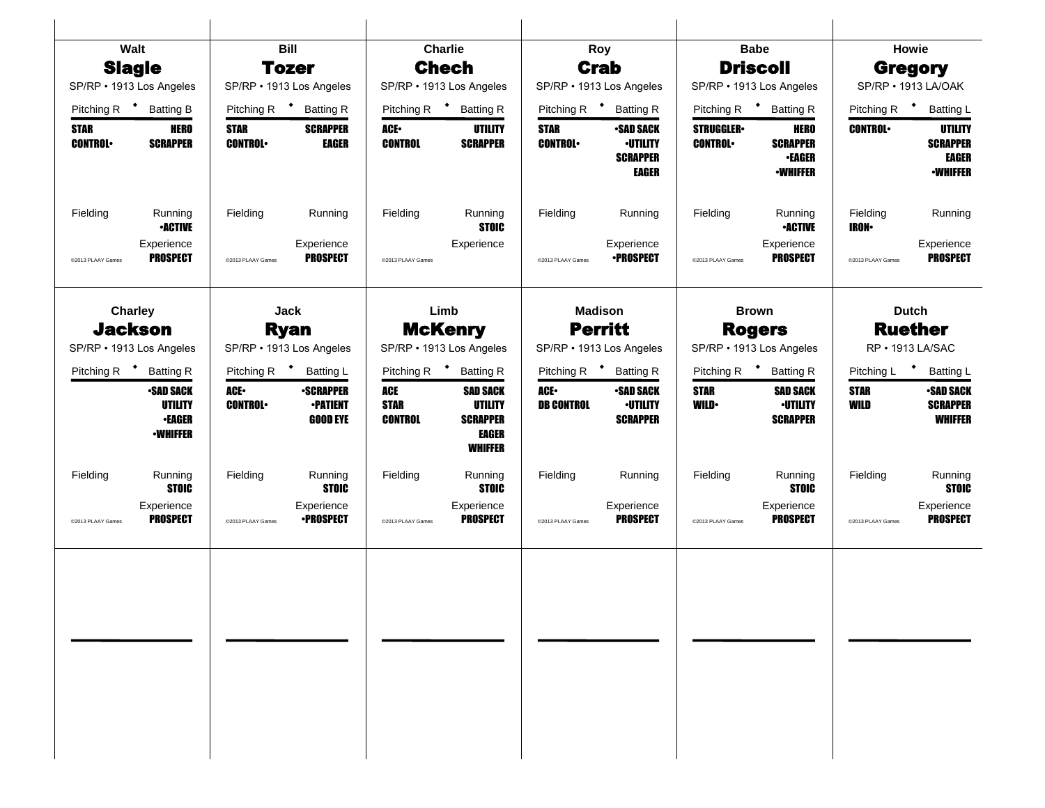## Walt **Slagle**

SP/RP • 1913 Los Angeles

Pitching R • Batting B

| Pitching | Batting |
|---|---|
| STAR | HERO |
| CONTROL• | SCRAPPER |

Fielding

Running: •ACTIVE

Experience: PROSPECT

©2013 PLAAY Games

## Bill **Tozer**

SP/RP • 1913 Los Angeles

Pitching R • Batting R

| Pitching | Batting |
|---|---|
| STAR | SCRAPPER |
| CONTROL• | EAGER |

Fielding

Running

Experience: PROSPECT

©2013 PLAAY Games

## Charlie **Chech**

SP/RP • 1913 Los Angeles

Pitching R • Batting R

| Pitching | Batting |
|---|---|
| ACE• | UTILITY |
| CONTROL | SCRAPPER |

Fielding

Running: STOIC

Experience

©2013 PLAAY Games

## Roy **Crab**

SP/RP • 1913 Los Angeles

Pitching R • Batting R

| Pitching | Batting |
|---|---|
| STAR | •SAD SACK |
| CONTROL• | •UTILITY |
| | SCRAPPER |
| | EAGER |

Fielding

Running

Experience: •PROSPECT

©2013 PLAAY Games

## Babe **Driscoll**

SP/RP • 1913 Los Angeles

Pitching R • Batting R

| Pitching | Batting |
|---|---|
| STRUGGLER• | HERO |
| CONTROL• | SCRAPPER |
| | •EAGER |
| | •WHIFFER |

Fielding

Running: •ACTIVE

Experience: PROSPECT

©2013 PLAAY Games

## Howie **Gregory**

SP/RP • 1913 LA/OAK

Pitching R • Batting L

| Pitching | Batting |
|---|---|
| CONTROL• | UTILITY |
| | SCRAPPER |
| | EAGER |
| | •WHIFFER |

Fielding: IRON•

Running

Experience: PROSPECT

©2013 PLAAY Games

## Charley **Jackson**

SP/RP • 1913 Los Angeles

Pitching R • Batting R

| Pitching | Batting |
|---|---|
| | •SAD SACK |
| | UTILITY |
| | •EAGER |
| | •WHIFFER |

Fielding

Running: STOIC

Experience: PROSPECT

©2013 PLAAY Games

## Jack **Ryan**

SP/RP • 1913 Los Angeles

Pitching R • Batting L

| Pitching | Batting |
|---|---|
| ACE• | •SCRAPPER |
| CONTROL• | •PATIENT |
| | GOOD EYE |

Fielding

Running: STOIC

Experience: •PROSPECT

©2013 PLAAY Games

## Limb **McKenry**

SP/RP • 1913 Los Angeles

Pitching R • Batting R

| Pitching | Batting |
|---|---|
| ACE | SAD SACK |
| STAR | UTILITY |
| CONTROL | SCRAPPER |
| | EAGER |
| | WHIFFER |

Fielding

Running: STOIC

Experience: PROSPECT

©2013 PLAAY Games

## Madison **Perritt**

SP/RP • 1913 Los Angeles

Pitching R • Batting R

| Pitching | Batting |
|---|---|
| ACE• | •SAD SACK |
| DB CONTROL | •UTILITY |
| | SCRAPPER |

Fielding

Running

Experience: PROSPECT

©2013 PLAAY Games

## Brown **Rogers**

SP/RP • 1913 Los Angeles

Pitching R • Batting R

| Pitching | Batting |
|---|---|
| STAR | SAD SACK |
| WILD• | •UTILITY |
| | SCRAPPER |

Fielding

Running: STOIC

Experience: PROSPECT

©2013 PLAAY Games

## Dutch **Ruether**

RP • 1913 LA/SAC

Pitching L • Batting L

| Pitching | Batting |
|---|---|
| STAR | •SAD SACK |
| WILD | SCRAPPER |
| | WHIFFER |

Fielding

Running: STOIC

Experience: PROSPECT

©2013 PLAAY Games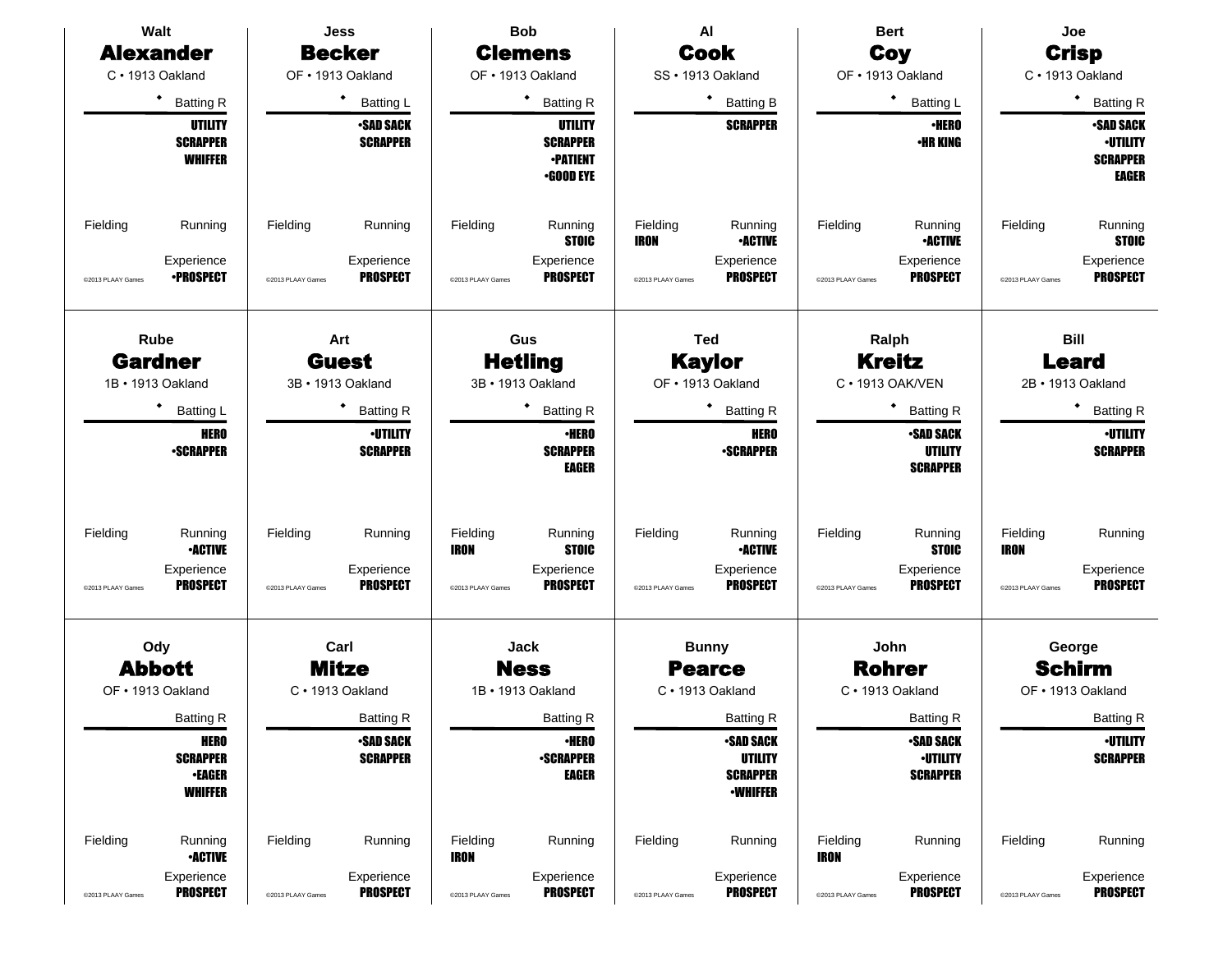## Walt **Alexander**

C • 1913 Oakland

◆ Batting R

UTILITY
SCRAPPER
WHIFFER

Fielding | Running

Experience: •PROSPECT

©2013 PLAAY Games

## Jess **Becker**

OF • 1913 Oakland

◆ Batting L

•SAD SACK
SCRAPPER

Fielding | Running

Experience: PROSPECT

©2013 PLAAY Games

## Bob **Clemens**

OF • 1913 Oakland

◆ Batting R

UTILITY
SCRAPPER
•PATIENT
•GOOD EYE

Fielding | Running: STOIC

Experience: PROSPECT

©2013 PLAAY Games

## Al **Cook**

SS • 1913 Oakland

◆ Batting B

SCRAPPER

Fielding: IRON | Running: •ACTIVE

Experience: PROSPECT

©2013 PLAAY Games

## Bert **Coy**

OF • 1913 Oakland

◆ Batting L

•HERO
•HR KING

Fielding | Running: •ACTIVE

Experience: PROSPECT

©2013 PLAAY Games

## Joe **Crisp**

C • 1913 Oakland

◆ Batting R

•SAD SACK
•UTILITY
SCRAPPER
EAGER

Fielding | Running: STOIC

Experience: PROSPECT

©2013 PLAAY Games

## Rube **Gardner**

1B • 1913 Oakland

◆ Batting L

HERO
•SCRAPPER

Fielding | Running: •ACTIVE

Experience: PROSPECT

©2013 PLAAY Games

## Art **Guest**

3B • 1913 Oakland

◆ Batting R

•UTILITY
SCRAPPER

Fielding | Running

Experience: PROSPECT

©2013 PLAAY Games

## Gus **Hetling**

3B • 1913 Oakland

◆ Batting R

•HERO
SCRAPPER
EAGER

Fielding: IRON | Running: STOIC

Experience: PROSPECT

©2013 PLAAY Games

## Ted **Kaylor**

OF • 1913 Oakland

◆ Batting R

HERO
•SCRAPPER

Fielding | Running: •ACTIVE

Experience: PROSPECT

©2013 PLAAY Games

## Ralph **Kreitz**

C • 1913 OAK/VEN

◆ Batting R

•SAD SACK
UTILITY
SCRAPPER

Fielding | Running: STOIC

Experience: PROSPECT

©2013 PLAAY Games

## Bill **Leard**

2B • 1913 Oakland

◆ Batting R

•UTILITY
SCRAPPER

Fielding: IRON | Running

Experience: PROSPECT

©2013 PLAAY Games

## Ody **Abbott**

OF • 1913 Oakland

Batting R

HERO
SCRAPPER
•EAGER
WHIFFER

Fielding | Running: •ACTIVE

Experience: PROSPECT

©2013 PLAAY Games

## Carl **Mitze**

C • 1913 Oakland

Batting R

•SAD SACK
SCRAPPER

Fielding | Running

Experience: PROSPECT

©2013 PLAAY Games

## Jack **Ness**

1B • 1913 Oakland

Batting R

•HERO
•SCRAPPER
EAGER

Fielding: IRON | Running

Experience: PROSPECT

©2013 PLAAY Games

## Bunny **Pearce**

C • 1913 Oakland

Batting R

•SAD SACK
UTILITY
SCRAPPER
•WHIFFER

Fielding | Running

Experience: PROSPECT

©2013 PLAAY Games

## John **Rohrer**

C • 1913 Oakland

Batting R

•SAD SACK
•UTILITY
SCRAPPER

Fielding: IRON | Running

Experience: PROSPECT

©2013 PLAAY Games

## George **Schirm**

OF • 1913 Oakland

Batting R

•UTILITY
SCRAPPER

Fielding | Running

Experience: PROSPECT

©2013 PLAAY Games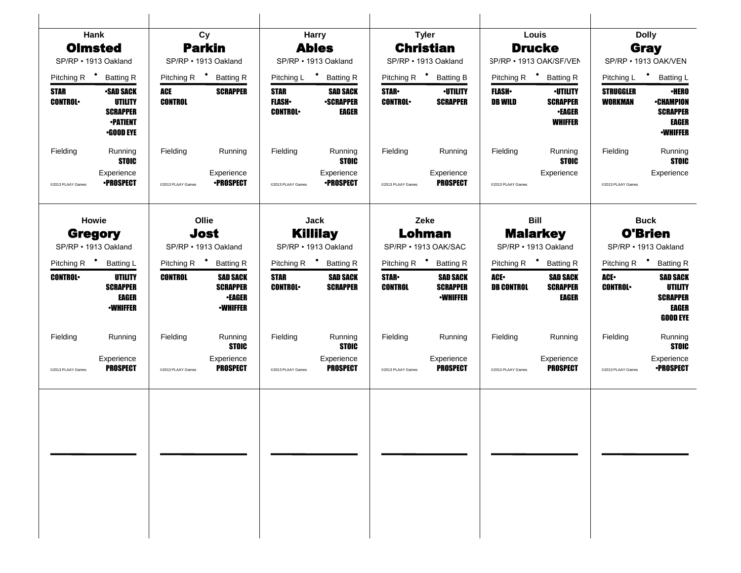## Hank Olmsted
SP/RP • 1913 Oakland

Pitching R • Batting R

| Pitching | Batting |
|---|---|
| STAR | •SAD SACK |
| CONTROL• | UTILITY |
| | SCRAPPER |
| | •PATIENT |
| | •GOOD EYE |

Fielding

Running: STOIC

Experience: •PROSPECT

©2013 PLAAY Games

## Cy Parkin
SP/RP • 1913 Oakland

Pitching R • Batting R

| Pitching | Batting |
|---|---|
| ACE | SCRAPPER |
| CONTROL | |

Fielding

Running

Experience: •PROSPECT

©2013 PLAAY Games

## Harry Ables
SP/RP • 1913 Oakland

Pitching L • Batting R

| Pitching | Batting |
|---|---|
| STAR | SAD SACK |
| FLASH• | •SCRAPPER |
| CONTROL• | EAGER |

Fielding

Running: STOIC

Experience: •PROSPECT

©2013 PLAAY Games

## Tyler Christian
SP/RP • 1913 Oakland

Pitching R • Batting B

| Pitching | Batting |
|---|---|
| STAR• | •UTILITY |
| CONTROL• | SCRAPPER |

Fielding

Running

Experience: PROSPECT

©2013 PLAAY Games

## Louis Drucke
SP/RP • 1913 OAK/SF/VEN

Pitching R • Batting R

| Pitching | Batting |
|---|---|
| FLASH• | •UTILITY |
| DB WILD | SCRAPPER |
| | •EAGER |
| | WHIFFER |

Fielding

Running: STOIC

Experience

©2013 PLAAY Games

## Dolly Gray
SP/RP • 1913 OAK/VEN

Pitching L • Batting L

| Pitching | Batting |
|---|---|
| STRUGGLER | •HERO |
| WORKMAN | •CHAMPION |
| | SCRAPPER |
| | EAGER |
| | •WHIFFER |

Fielding

Running: STOIC

Experience

©2013 PLAAY Games

## Howie Gregory
SP/RP • 1913 Oakland

Pitching R • Batting L

| Pitching | Batting |
|---|---|
| CONTROL• | UTILITY |
| | SCRAPPER |
| | EAGER |
| | •WHIFFER |

Fielding

Running

Experience: PROSPECT

©2013 PLAAY Games

## Ollie Jost
SP/RP • 1913 Oakland

Pitching R • Batting R

| Pitching | Batting |
|---|---|
| CONTROL | SAD SACK |
| | SCRAPPER |
| | •EAGER |
| | •WHIFFER |

Fielding

Running: STOIC

Experience: PROSPECT

©2013 PLAAY Games

## Jack Killilay
SP/RP • 1913 Oakland

Pitching R • Batting R

| Pitching | Batting |
|---|---|
| STAR | SAD SACK |
| CONTROL• | SCRAPPER |

Fielding

Running: STOIC

Experience: PROSPECT

©2013 PLAAY Games

## Zeke Lohman
SP/RP • 1913 OAK/SAC

Pitching R • Batting R

| Pitching | Batting |
|---|---|
| STAR• | SAD SACK |
| CONTROL | SCRAPPER |
| | •WHIFFER |

Fielding

Running

Experience: PROSPECT

©2013 PLAAY Games

## Bill Malarkey
SP/RP • 1913 Oakland

Pitching R • Batting R

| Pitching | Batting |
|---|---|
| ACE• | SAD SACK |
| DB CONTROL | SCRAPPER |
| | EAGER |

Fielding

Running

Experience: PROSPECT

©2013 PLAAY Games

## Buck O'Brien
SP/RP • 1913 Oakland

Pitching R • Batting R

| Pitching | Batting |
|---|---|
| ACE• | SAD SACK |
| CONTROL• | UTILITY |
| | SCRAPPER |
| | EAGER |
| | GOOD EYE |

Fielding

Running: STOIC

Experience: •PROSPECT

©2013 PLAAY Games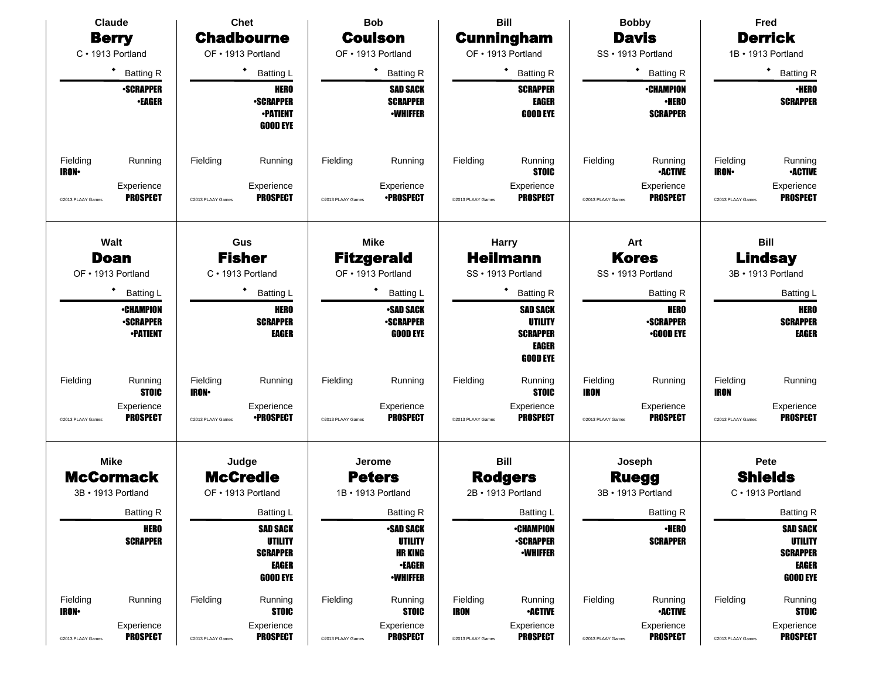### Claude Berry
C • 1913 Portland

◆ Batting R

•SCRAPPER
•EAGER

Fielding: IRON•
Running:
Experience: PROSPECT

©2013 PLAAY Games

### Chet Chadbourne
OF • 1913 Portland

◆ Batting L

HERO
•SCRAPPER
•PATIENT
GOOD EYE

Fielding:
Running:
Experience: PROSPECT

©2013 PLAAY Games

### Bob Coulson
OF • 1913 Portland

◆ Batting R

SAD SACK
SCRAPPER
•WHIFFER

Fielding:
Running:
Experience: •PROSPECT

©2013 PLAAY Games

### Bill Cunningham
OF • 1913 Portland

◆ Batting R

SCRAPPER
EAGER
GOOD EYE

Fielding:
Running: STOIC
Experience: PROSPECT

©2013 PLAAY Games

### Bobby Davis
SS • 1913 Portland

◆ Batting R

•CHAMPION
•HERO
SCRAPPER

Fielding:
Running: •ACTIVE
Experience: PROSPECT

©2013 PLAAY Games

### Fred Derrick
1B • 1913 Portland

◆ Batting R

•HERO
SCRAPPER

Fielding: IRON•
Running: •ACTIVE
Experience: PROSPECT

©2013 PLAAY Games

### Walt Doan
OF • 1913 Portland

◆ Batting L

•CHAMPION
•SCRAPPER
•PATIENT

Fielding:
Running: STOIC
Experience: PROSPECT

©2013 PLAAY Games

### Gus Fisher
C • 1913 Portland

◆ Batting L

HERO
SCRAPPER
EAGER

Fielding: IRON•
Running:
Experience: •PROSPECT

©2013 PLAAY Games

### Mike Fitzgerald
OF • 1913 Portland

◆ Batting L

•SAD SACK
•SCRAPPER
GOOD EYE

Fielding:
Running:
Experience: PROSPECT

©2013 PLAAY Games

### Harry Heilmann
SS • 1913 Portland

◆ Batting R

SAD SACK
UTILITY
SCRAPPER
EAGER
GOOD EYE

Fielding:
Running: STOIC
Experience: PROSPECT

©2013 PLAAY Games

### Art Kores
SS • 1913 Portland

Batting R

HERO
•SCRAPPER
•GOOD EYE

Fielding: IRON
Running:
Experience: PROSPECT

©2013 PLAAY Games

### Bill Lindsay
3B • 1913 Portland

Batting L

HERO
SCRAPPER
EAGER

Fielding: IRON
Running:
Experience: PROSPECT

©2013 PLAAY Games

### Mike McCormack
3B • 1913 Portland

Batting R

HERO
SCRAPPER

Fielding: IRON•
Running:
Experience: PROSPECT

©2013 PLAAY Games

### Judge McCredie
OF • 1913 Portland

Batting L

SAD SACK
UTILITY
SCRAPPER
EAGER
GOOD EYE

Fielding:
Running: STOIC
Experience: PROSPECT

©2013 PLAAY Games

### Jerome Peters
1B • 1913 Portland

Batting R

•SAD SACK
UTILITY
HR KING
•EAGER
•WHIFFER

Fielding:
Running: STOIC
Experience: PROSPECT

©2013 PLAAY Games

### Bill Rodgers
2B • 1913 Portland

Batting L

•CHAMPION
•SCRAPPER
•WHIFFER

Fielding: IRON
Running: •ACTIVE
Experience: PROSPECT

©2013 PLAAY Games

### Joseph Ruegg
3B • 1913 Portland

Batting R

•HERO
SCRAPPER

Fielding:
Running: •ACTIVE
Experience: PROSPECT

©2013 PLAAY Games

### Pete Shields
C • 1913 Portland

Batting R

SAD SACK
UTILITY
SCRAPPER
EAGER
GOOD EYE

Fielding:
Running: STOIC
Experience: PROSPECT

©2013 PLAAY Games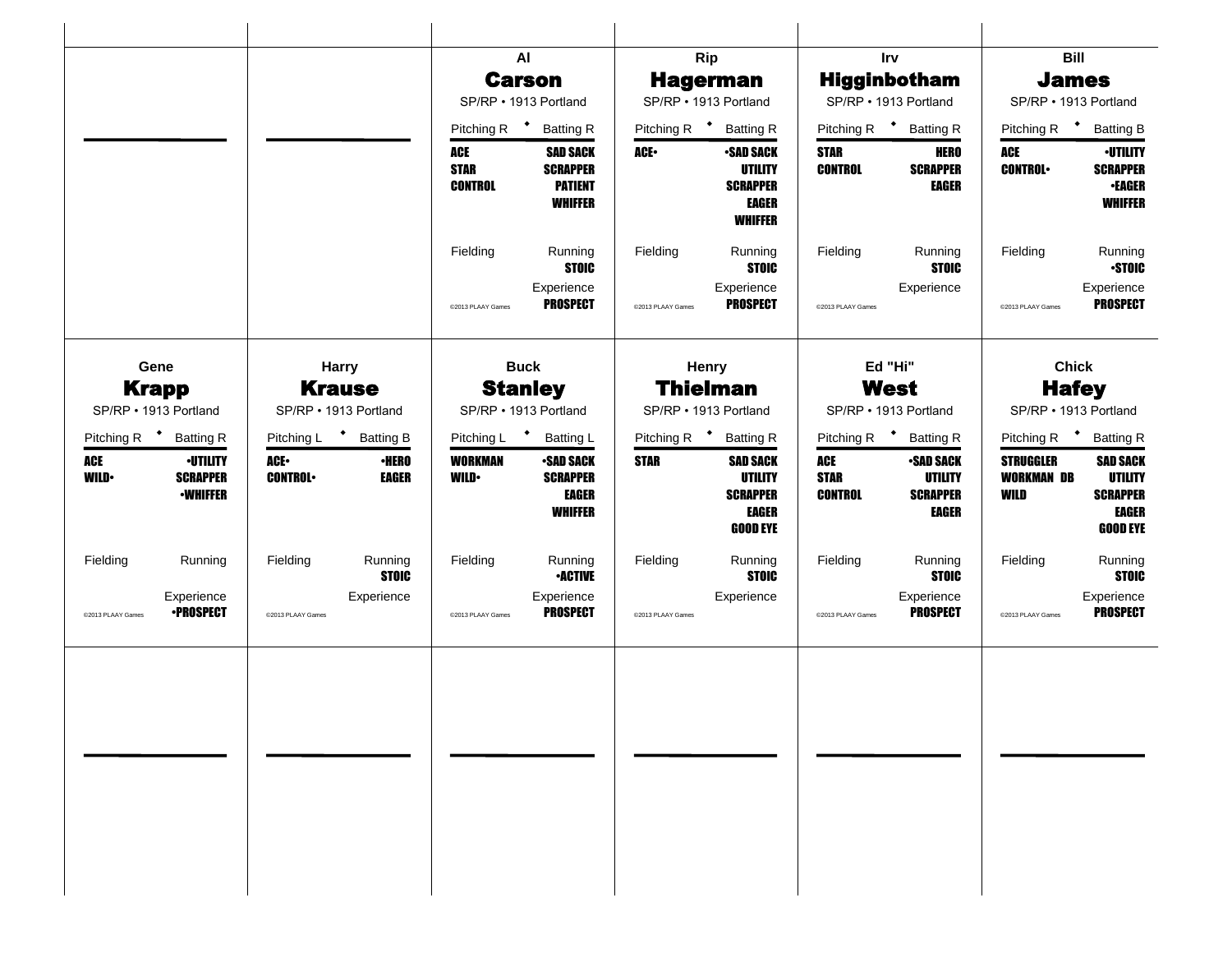## Al Carson

SP/RP • 1913 Portland

| Pitching R | Batting R |
| --- | --- |
| ACE | SAD SACK |
| STAR | SCRAPPER |
| CONTROL | PATIENT |
| | WHIFFER |

Fielding | Running: STOIC

Experience: PROSPECT

©2013 PLAAY Games

## Rip Hagerman

SP/RP • 1913 Portland

| Pitching R | Batting R |
| --- | --- |
| ACE• | •SAD SACK |
| | UTILITY |
| | SCRAPPER |
| | EAGER |
| | WHIFFER |

Fielding | Running: STOIC

Experience: PROSPECT

©2013 PLAAY Games

## Irv Higginbotham

SP/RP • 1913 Portland

| Pitching R | Batting R |
| --- | --- |
| STAR | HERO |
| CONTROL | SCRAPPER |
| | EAGER |

Fielding | Running: STOIC

Experience

©2013 PLAAY Games

## Bill James

SP/RP • 1913 Portland

| Pitching R | Batting B |
| --- | --- |
| ACE | •UTILITY |
| CONTROL• | SCRAPPER |
| | •EAGER |
| | WHIFFER |

Fielding | Running: •STOIC

Experience: PROSPECT

©2013 PLAAY Games

## Gene Krapp

SP/RP • 1913 Portland

| Pitching R | Batting R |
| --- | --- |
| ACE | •UTILITY |
| WILD• | SCRAPPER |
| | •WHIFFER |

Fielding | Running

Experience: •PROSPECT

©2013 PLAAY Games

## Harry Krause

SP/RP • 1913 Portland

| Pitching L | Batting B |
| --- | --- |
| ACE• | •HERO |
| CONTROL• | EAGER |

Fielding | Running: STOIC

Experience

©2013 PLAAY Games

## Buck Stanley

SP/RP • 1913 Portland

| Pitching L | Batting L |
| --- | --- |
| WORKMAN | •SAD SACK |
| WILD• | SCRAPPER |
| | EAGER |
| | WHIFFER |

Fielding | Running: •ACTIVE

Experience: PROSPECT

©2013 PLAAY Games

## Henry Thielman

SP/RP • 1913 Portland

| Pitching R | Batting R |
| --- | --- |
| STAR | SAD SACK |
| | UTILITY |
| | SCRAPPER |
| | EAGER |
| | GOOD EYE |

Fielding | Running: STOIC

Experience

©2013 PLAAY Games

## Ed "Hi" West

SP/RP • 1913 Portland

| Pitching R | Batting R |
| --- | --- |
| ACE | •SAD SACK |
| STAR | UTILITY |
| CONTROL | SCRAPPER |
| | EAGER |

Fielding | Running: STOIC

Experience: PROSPECT

©2013 PLAAY Games

## Chick Hafey

SP/RP • 1913 Portland

| Pitching R | Batting R |
| --- | --- |
| STRUGGLER | SAD SACK |
| WORKMAN DB | UTILITY |
| WILD | SCRAPPER |
| | EAGER |
| | GOOD EYE |

Fielding | Running: STOIC

Experience: PROSPECT

©2013 PLAAY Games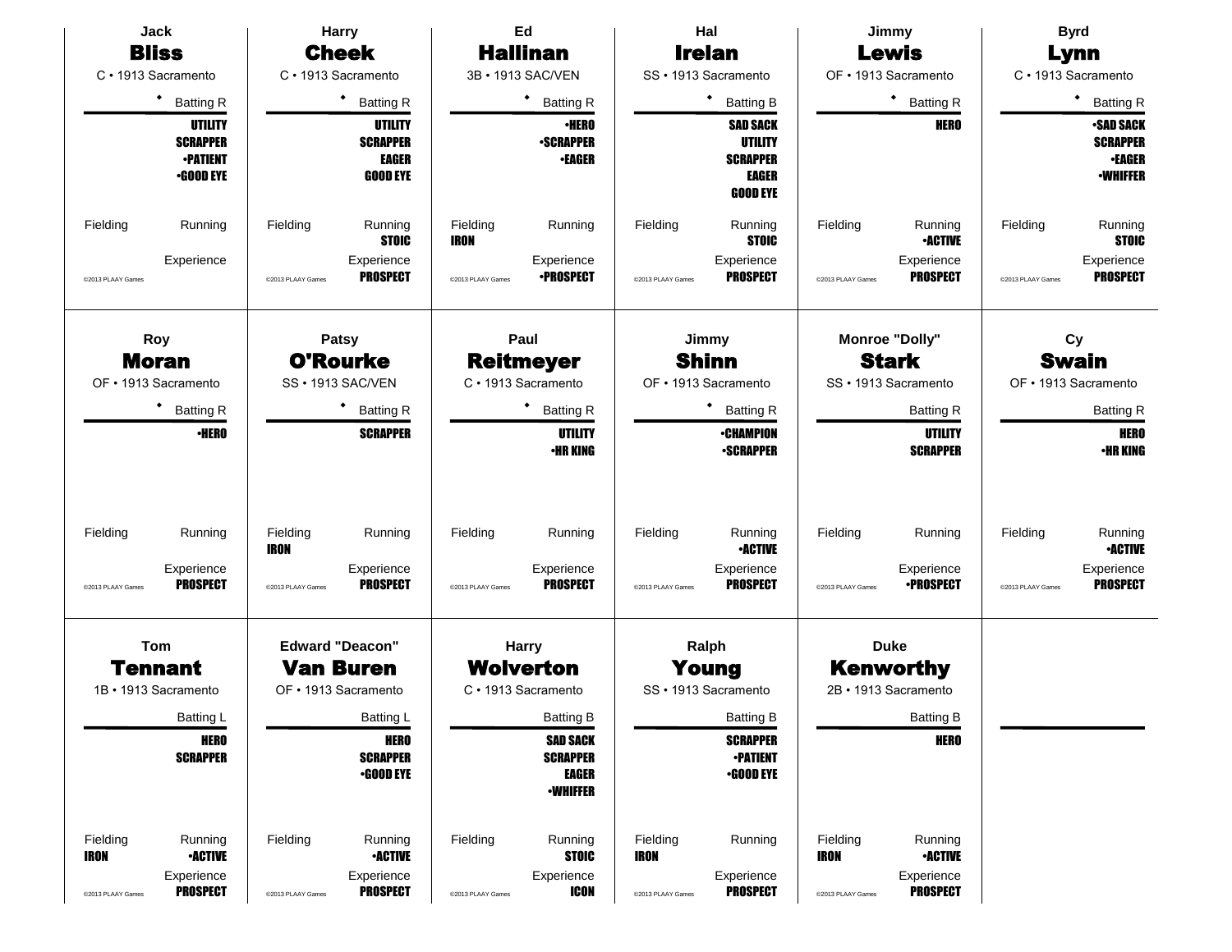## Jack **Bliss**

C • 1913 Sacramento

• Batting R

UTILITY
SCRAPPER
•PATIENT
•GOOD EYE

Fielding

Running

Experience

©2013 PLAAY Games

---

## Harry **Cheek**

C • 1913 Sacramento

• Batting R

UTILITY
SCRAPPER
EAGER
GOOD EYE

Fielding

Running
STOIC

Experience
PROSPECT

©2013 PLAAY Games

---

## Ed **Hallinan**

3B • 1913 SAC/VEN

• Batting R

•HERO
•SCRAPPER
•EAGER

Fielding
IRON

Running

Experience
•PROSPECT

©2013 PLAAY Games

---

## Hal **Irelan**

SS • 1913 Sacramento

• Batting B

SAD SACK
UTILITY
SCRAPPER
EAGER
GOOD EYE

Fielding

Running
STOIC

Experience
PROSPECT

©2013 PLAAY Games

---

## Jimmy **Lewis**

OF • 1913 Sacramento

• Batting R

HERO

Fielding

Running
•ACTIVE

Experience
PROSPECT

©2013 PLAAY Games

---

## Byrd **Lynn**

C • 1913 Sacramento

• Batting R

•SAD SACK
SCRAPPER
•EAGER
•WHIFFER

Fielding

Running
STOIC

Experience
PROSPECT

©2013 PLAAY Games

---

## Roy **Moran**

OF • 1913 Sacramento

• Batting R

•HERO

Fielding

Running

Experience
PROSPECT

©2013 PLAAY Games

---

## Patsy **O'Rourke**

SS • 1913 SAC/VEN

• Batting R

SCRAPPER

Fielding
IRON

Running

Experience
PROSPECT

©2013 PLAAY Games

---

## Paul **Reitmeyer**

C • 1913 Sacramento

• Batting R

UTILITY
•HR KING

Fielding

Running

Experience
PROSPECT

©2013 PLAAY Games

---

## Jimmy **Shinn**

OF • 1913 Sacramento

• Batting R

•CHAMPION
•SCRAPPER

Fielding

Running
•ACTIVE

Experience
PROSPECT

©2013 PLAAY Games

---

## Monroe "Dolly" **Stark**

SS • 1913 Sacramento

Batting R

UTILITY
SCRAPPER

Fielding

Running

Experience
•PROSPECT

©2013 PLAAY Games

---

## Cy **Swain**

OF • 1913 Sacramento

Batting R

HERO
•HR KING

Fielding

Running
•ACTIVE

Experience
PROSPECT

©2013 PLAAY Games

---

## Tom **Tennant**

1B • 1913 Sacramento

Batting L

HERO
SCRAPPER

Fielding
IRON

Running
•ACTIVE

Experience
PROSPECT

©2013 PLAAY Games

---

## Edward "Deacon" **Van Buren**

OF • 1913 Sacramento

Batting L

HERO
SCRAPPER
•GOOD EYE

Fielding

Running
•ACTIVE

Experience
PROSPECT

©2013 PLAAY Games

---

## Harry **Wolverton**

C • 1913 Sacramento

Batting B

SAD SACK
SCRAPPER
EAGER
•WHIFFER

Fielding

Running
STOIC

Experience
ICON

©2013 PLAAY Games

---

## Ralph **Young**

SS • 1913 Sacramento

Batting B

SCRAPPER
•PATIENT
•GOOD EYE

Fielding
IRON

Running

Experience
PROSPECT

©2013 PLAAY Games

---

## Duke **Kenworthy**

2B • 1913 Sacramento

Batting B

HERO

Fielding
IRON

Running
•ACTIVE

Experience
PROSPECT

©2013 PLAAY Games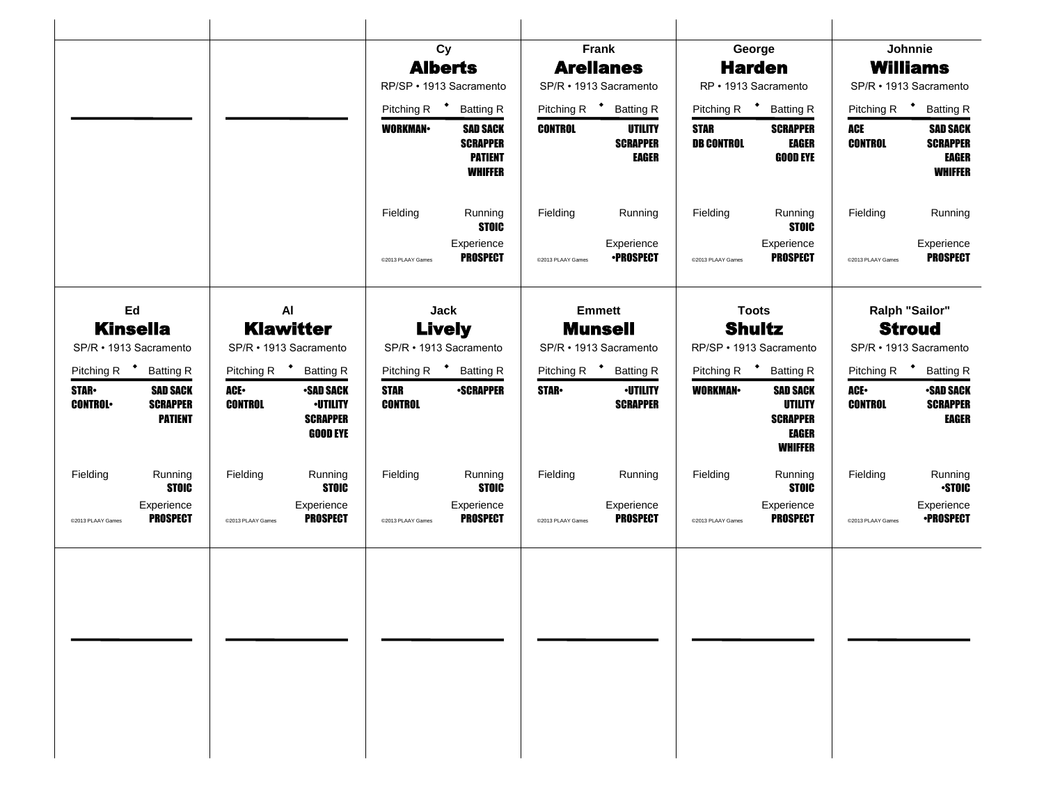## Cy Alberts

RP/SP • 1913 Sacramento

Pitching R • Batting R

| Pitching | Batting |
| --- | --- |
| WORKMAN• | SAD SACK |
| | SCRAPPER |
| | PATIENT |
| | WHIFFER |

Fielding | Running: STOIC

Experience: PROSPECT

©2013 PLAAY Games

## Frank Arellanes

SP/R • 1913 Sacramento

Pitching R • Batting R

| Pitching | Batting |
| --- | --- |
| CONTROL | UTILITY |
| | SCRAPPER |
| | EAGER |

Fielding | Running

Experience: •PROSPECT

©2013 PLAAY Games

## George Harden

RP • 1913 Sacramento

Pitching R • Batting R

| Pitching | Batting |
| --- | --- |
| STAR | SCRAPPER |
| DB CONTROL | EAGER |
| | GOOD EYE |

Fielding | Running: STOIC

Experience: PROSPECT

©2013 PLAAY Games

## Johnnie Williams

SP/R • 1913 Sacramento

Pitching R • Batting R

| Pitching | Batting |
| --- | --- |
| ACE | SAD SACK |
| CONTROL | SCRAPPER |
| | EAGER |
| | WHIFFER |

Fielding | Running

Experience: PROSPECT

©2013 PLAAY Games

## Ed Kinsella

SP/R • 1913 Sacramento

Pitching R • Batting R

| Pitching | Batting |
| --- | --- |
| STAR• | SAD SACK |
| CONTROL• | SCRAPPER |
| | PATIENT |

Fielding | Running: STOIC

Experience: PROSPECT

©2013 PLAAY Games

## Al Klawitter

SP/R • 1913 Sacramento

Pitching R • Batting R

| Pitching | Batting |
| --- | --- |
| ACE• | •SAD SACK |
| CONTROL | •UTILITY |
| | SCRAPPER |
| | GOOD EYE |

Fielding | Running: STOIC

Experience: PROSPECT

©2013 PLAAY Games

## Jack Lively

SP/R • 1913 Sacramento

Pitching R • Batting R

| Pitching | Batting |
| --- | --- |
| STAR | •SCRAPPER |
| CONTROL | |

Fielding | Running: STOIC

Experience: PROSPECT

©2013 PLAAY Games

## Emmett Munsell

SP/R • 1913 Sacramento

Pitching R • Batting R

| Pitching | Batting |
| --- | --- |
| STAR• | •UTILITY |
| | SCRAPPER |

Fielding | Running

Experience: PROSPECT

©2013 PLAAY Games

## Toots Shultz

RP/SP • 1913 Sacramento

Pitching R • Batting R

| Pitching | Batting |
| --- | --- |
| WORKMAN• | SAD SACK |
| | UTILITY |
| | SCRAPPER |
| | EAGER |
| | WHIFFER |

Fielding | Running: STOIC

Experience: PROSPECT

©2013 PLAAY Games

## Ralph "Sailor" Stroud

SP/R • 1913 Sacramento

Pitching R • Batting R

| Pitching | Batting |
| --- | --- |
| ACE• | •SAD SACK |
| CONTROL | SCRAPPER |
| | EAGER |

Fielding | Running: •STOIC

Experience: •PROSPECT

©2013 PLAAY Games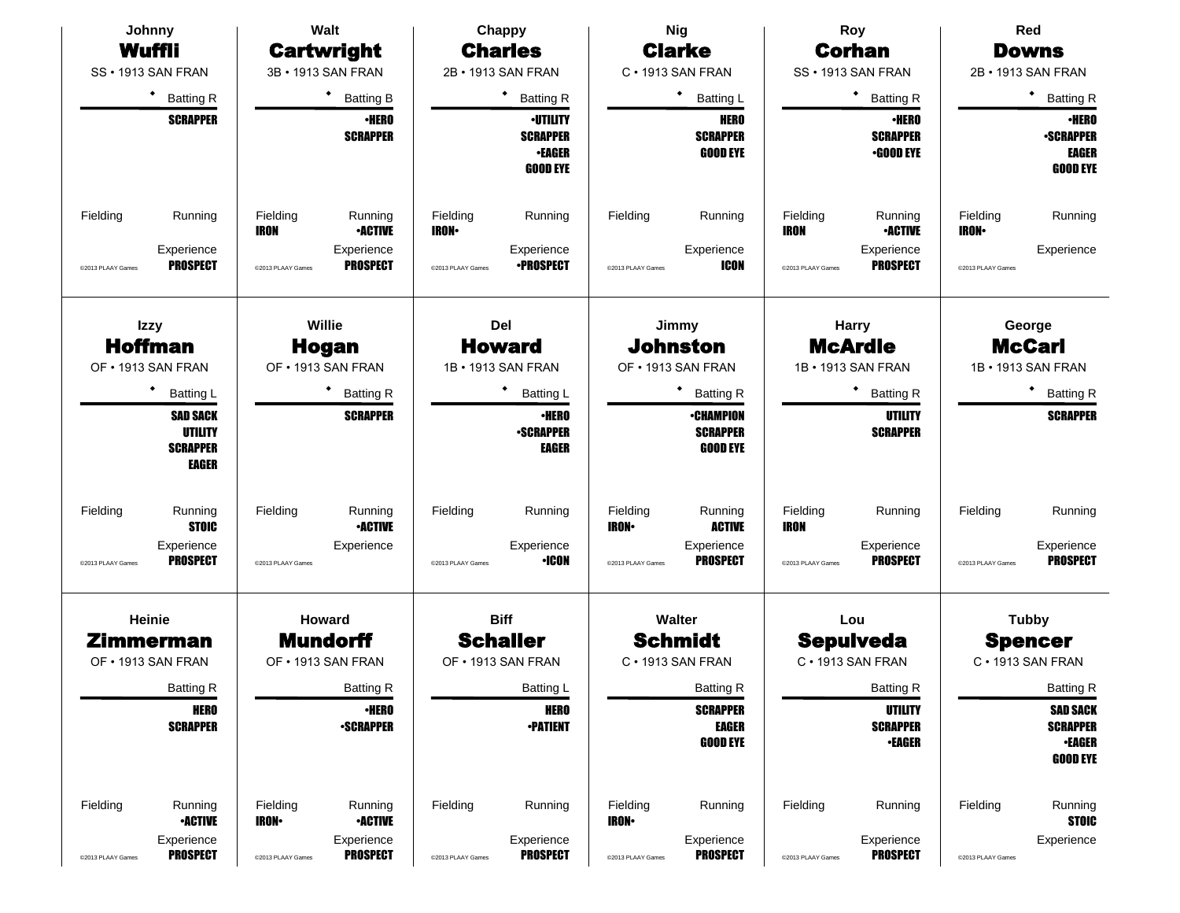## Johnny Wuffli
SS • 1913 SAN FRAN

• Batting R

**SCRAPPER**

Fielding | Running

Experience: **PROSPECT**

©2013 PLAAY Games

## Walt Cartwright
3B • 1913 SAN FRAN

• Batting B

**•HERO**
**SCRAPPER**

Fielding: **IRON** | Running: **•ACTIVE**

Experience: **PROSPECT**

©2013 PLAAY Games

## Chappy Charles
2B • 1913 SAN FRAN

• Batting R

**•UTILITY**
**SCRAPPER**
**•EAGER**
**GOOD EYE**

Fielding: **IRON•** | Running

Experience: **•PROSPECT**

©2013 PLAAY Games

## Nig Clarke
C • 1913 SAN FRAN

• Batting L

**HERO**
**SCRAPPER**
**GOOD EYE**

Fielding | Running

Experience: **ICON**

©2013 PLAAY Games

## Roy Corhan
SS • 1913 SAN FRAN

• Batting R

**•HERO**
**SCRAPPER**
**•GOOD EYE**

Fielding: **IRON** | Running: **•ACTIVE**

Experience: **PROSPECT**

©2013 PLAAY Games

## Red Downs
2B • 1913 SAN FRAN

• Batting R

**•HERO**
**•SCRAPPER**
**EAGER**
**GOOD EYE**

Fielding: **IRON•** | Running

Experience

©2013 PLAAY Games

## Izzy Hoffman
OF • 1913 SAN FRAN

• Batting L

**SAD SACK**
**UTILITY**
**SCRAPPER**
**EAGER**

Fielding | Running: **STOIC**

Experience: **PROSPECT**

©2013 PLAAY Games

## Willie Hogan
OF • 1913 SAN FRAN

• Batting R

**SCRAPPER**

Fielding | Running: **•ACTIVE**

Experience

©2013 PLAAY Games

## Del Howard
1B • 1913 SAN FRAN

• Batting L

**•HERO**
**•SCRAPPER**
**EAGER**

Fielding | Running

Experience: **•ICON**

©2013 PLAAY Games

## Jimmy Johnston
OF • 1913 SAN FRAN

• Batting R

**•CHAMPION**
**SCRAPPER**
**GOOD EYE**

Fielding: **IRON•** | Running: **ACTIVE**

Experience: **PROSPECT**

©2013 PLAAY Games

## Harry McArdle
1B • 1913 SAN FRAN

• Batting R

**UTILITY**
**SCRAPPER**

Fielding: **IRON** | Running

Experience: **PROSPECT**

©2013 PLAAY Games

## George McCarl
1B • 1913 SAN FRAN

• Batting R

**SCRAPPER**

Fielding | Running

Experience: **PROSPECT**

©2013 PLAAY Games

## Heinie Zimmerman
OF • 1913 SAN FRAN

Batting R

**HERO**
**SCRAPPER**

Fielding | Running: **•ACTIVE**

Experience: **PROSPECT**

©2013 PLAAY Games

## Howard Mundorff
OF • 1913 SAN FRAN

Batting R

**•HERO**
**•SCRAPPER**

Fielding: **IRON•** | Running: **•ACTIVE**

Experience: **PROSPECT**

©2013 PLAAY Games

## Biff Schaller
OF • 1913 SAN FRAN

Batting L

**HERO**
**•PATIENT**

Fielding | Running

Experience: **PROSPECT**

©2013 PLAAY Games

## Walter Schmidt
C • 1913 SAN FRAN

Batting R

**SCRAPPER**
**EAGER**
**GOOD EYE**

Fielding: **IRON•** | Running

Experience: **PROSPECT**

©2013 PLAAY Games

## Lou Sepulveda
C • 1913 SAN FRAN

Batting R

**UTILITY**
**SCRAPPER**
**•EAGER**

Fielding | Running

Experience: **PROSPECT**

©2013 PLAAY Games

## Tubby Spencer
C • 1913 SAN FRAN

Batting R

**SAD SACK**
**SCRAPPER**
**•EAGER**
**GOOD EYE**

Fielding | Running: **STOIC**

Experience

©2013 PLAAY Games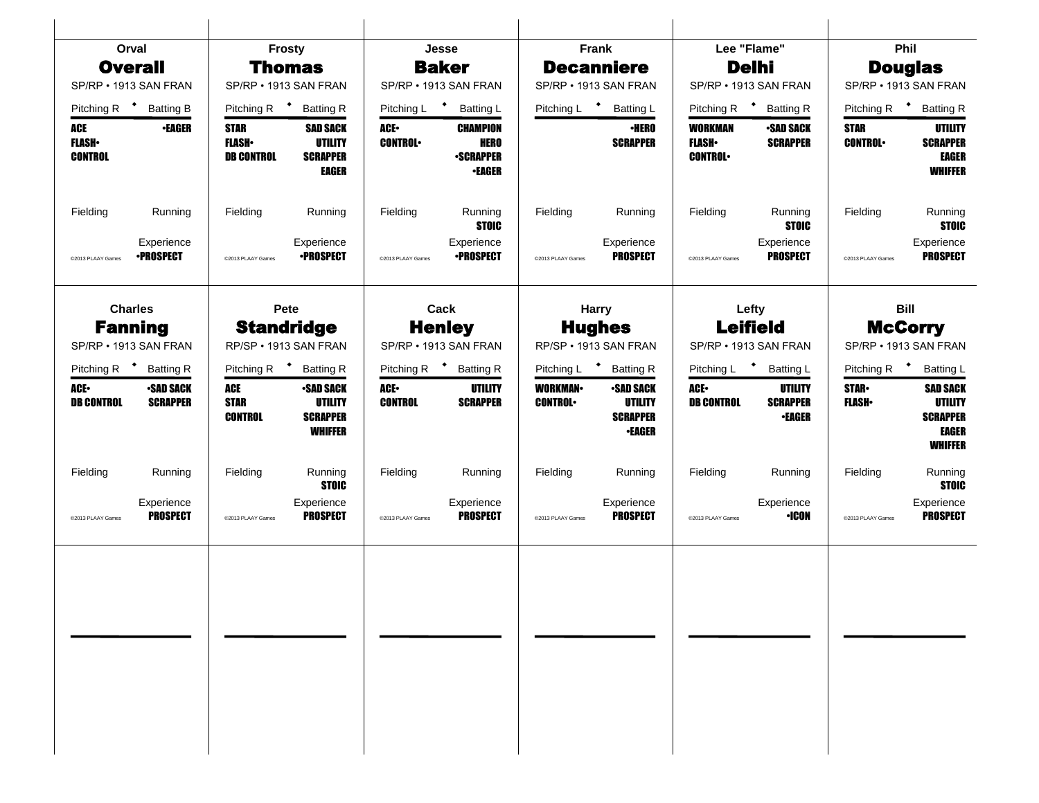## Orval **Overall**

SP/RP • 1913 SAN FRAN

Pitching R • Batting B

ACE
FLASH•
CONTROL

•EAGER

Fielding

Running

Experience
•PROSPECT

©2013 PLAAY Games

## Frosty **Thomas**

SP/RP • 1913 SAN FRAN

Pitching R • Batting R

STAR
FLASH•
DB CONTROL

SAD SACK
UTILITY
SCRAPPER
EAGER

Fielding

Running

Experience
•PROSPECT

©2013 PLAAY Games

## Jesse **Baker**

SP/RP • 1913 SAN FRAN

Pitching L • Batting L

ACE•
CONTROL•

CHAMPION
HERO
•SCRAPPER
•EAGER

Fielding

Running
STOIC

Experience
•PROSPECT

©2013 PLAAY Games

## Frank **Decanniere**

SP/RP • 1913 SAN FRAN

Pitching L • Batting L

•HERO
SCRAPPER

Fielding

Running

Experience
PROSPECT

©2013 PLAAY Games

## Lee "Flame" **Delhi**

SP/RP • 1913 SAN FRAN

Pitching R • Batting R

WORKMAN
FLASH•
CONTROL•

•SAD SACK
SCRAPPER

Fielding

Running
STOIC

Experience
PROSPECT

©2013 PLAAY Games

## Phil **Douglas**

SP/RP • 1913 SAN FRAN

Pitching R • Batting R

STAR
CONTROL•

UTILITY
SCRAPPER
EAGER
WHIFFER

Fielding

Running
STOIC

Experience
PROSPECT

©2013 PLAAY Games

## Charles **Fanning**

SP/RP • 1913 SAN FRAN

Pitching R • Batting R

ACE•
DB CONTROL

•SAD SACK
SCRAPPER

Fielding

Running

Experience
PROSPECT

©2013 PLAAY Games

## Pete **Standridge**

RP/SP • 1913 SAN FRAN

Pitching R • Batting R

ACE
STAR
CONTROL

•SAD SACK
UTILITY
SCRAPPER
WHIFFER

Fielding

Running
STOIC

Experience
PROSPECT

©2013 PLAAY Games

## Cack **Henley**

SP/RP • 1913 SAN FRAN

Pitching R • Batting R

ACE•
CONTROL

UTILITY
SCRAPPER

Fielding

Running

Experience
PROSPECT

©2013 PLAAY Games

## Harry **Hughes**

RP/SP • 1913 SAN FRAN

Pitching L • Batting R

WORKMAN•
CONTROL•

•SAD SACK
UTILITY
SCRAPPER
•EAGER

Fielding

Running

Experience
PROSPECT

©2013 PLAAY Games

## Lefty **Leifield**

SP/RP • 1913 SAN FRAN

Pitching L • Batting L

ACE•
DB CONTROL

UTILITY
SCRAPPER
•EAGER

Fielding

Running

Experience
•ICON

©2013 PLAAY Games

## Bill **McCorry**

SP/RP • 1913 SAN FRAN

Pitching R • Batting L

STAR•
FLASH•

SAD SACK
UTILITY
SCRAPPER
EAGER
WHIFFER

Fielding

Running
STOIC

Experience
PROSPECT

©2013 PLAAY Games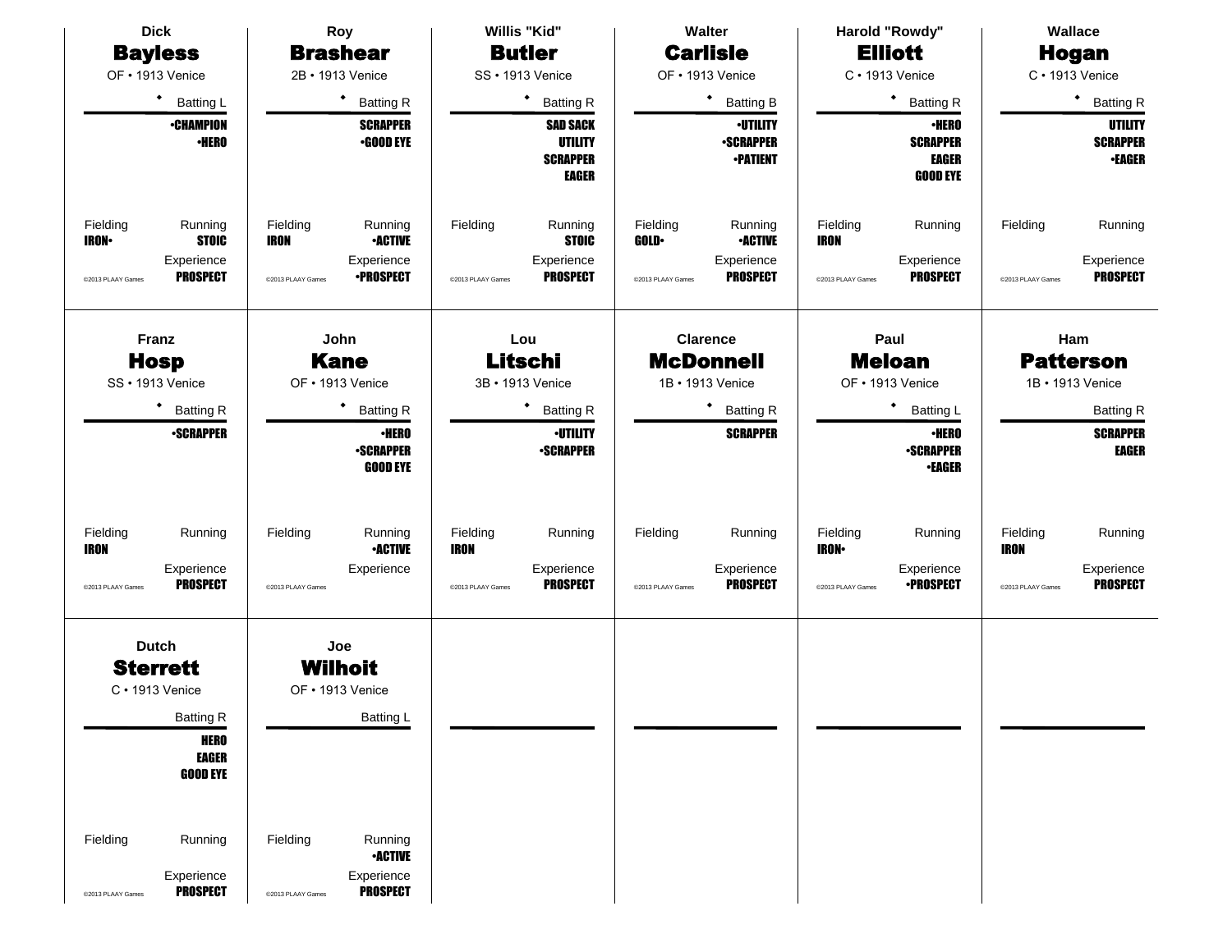## Dick Bayless
OF • 1913 Venice

◆ Batting L

•CHAMPION
•HERO

Fielding: IRON•
Running: STOIC
Experience: PROSPECT

©2013 PLAAY Games

## Roy Brashear
2B • 1913 Venice

◆ Batting R

SCRAPPER
•GOOD EYE

Fielding: IRON
Running: •ACTIVE
Experience: •PROSPECT

©2013 PLAAY Games

## Willis "Kid" Butler
SS • 1913 Venice

◆ Batting R

SAD SACK
UTILITY
SCRAPPER
EAGER

Fielding:
Running: STOIC
Experience: PROSPECT

©2013 PLAAY Games

## Walter Carlisle
OF • 1913 Venice

◆ Batting B

•UTILITY
•SCRAPPER
•PATIENT

Fielding: GOLD•
Running: •ACTIVE
Experience: PROSPECT

©2013 PLAAY Games

## Harold "Rowdy" Elliott
C • 1913 Venice

◆ Batting R

•HERO
SCRAPPER
EAGER
GOOD EYE

Fielding: IRON
Running:
Experience: PROSPECT

©2013 PLAAY Games

## Wallace Hogan
C • 1913 Venice

◆ Batting R

UTILITY
SCRAPPER
•EAGER

Fielding:
Running:
Experience: PROSPECT

©2013 PLAAY Games

## Franz Hosp
SS • 1913 Venice

◆ Batting R

•SCRAPPER

Fielding: IRON
Running:
Experience: PROSPECT

©2013 PLAAY Games

## John Kane
OF • 1913 Venice

◆ Batting R

•HERO
•SCRAPPER
GOOD EYE

Fielding:
Running: •ACTIVE
Experience:

©2013 PLAAY Games

## Lou Litschi
3B • 1913 Venice

◆ Batting R

•UTILITY
•SCRAPPER

Fielding: IRON
Running:
Experience: PROSPECT

©2013 PLAAY Games

## Clarence McDonnell
1B • 1913 Venice

◆ Batting R

SCRAPPER

Fielding:
Running:
Experience: PROSPECT

©2013 PLAAY Games

## Paul Meloan
OF • 1913 Venice

◆ Batting L

•HERO
•SCRAPPER
•EAGER

Fielding: IRON•
Running:
Experience: •PROSPECT

©2013 PLAAY Games

## Ham Patterson
1B • 1913 Venice

Batting R

SCRAPPER
EAGER

Fielding: IRON
Running:
Experience: PROSPECT

©2013 PLAAY Games

## Dutch Sterrett
C • 1913 Venice

Batting R

HERO
EAGER
GOOD EYE

Fielding:
Running:
Experience: PROSPECT

©2013 PLAAY Games

## Joe Wilhoit
OF • 1913 Venice

Batting L

Fielding:
Running: •ACTIVE
Experience: PROSPECT

©2013 PLAAY Games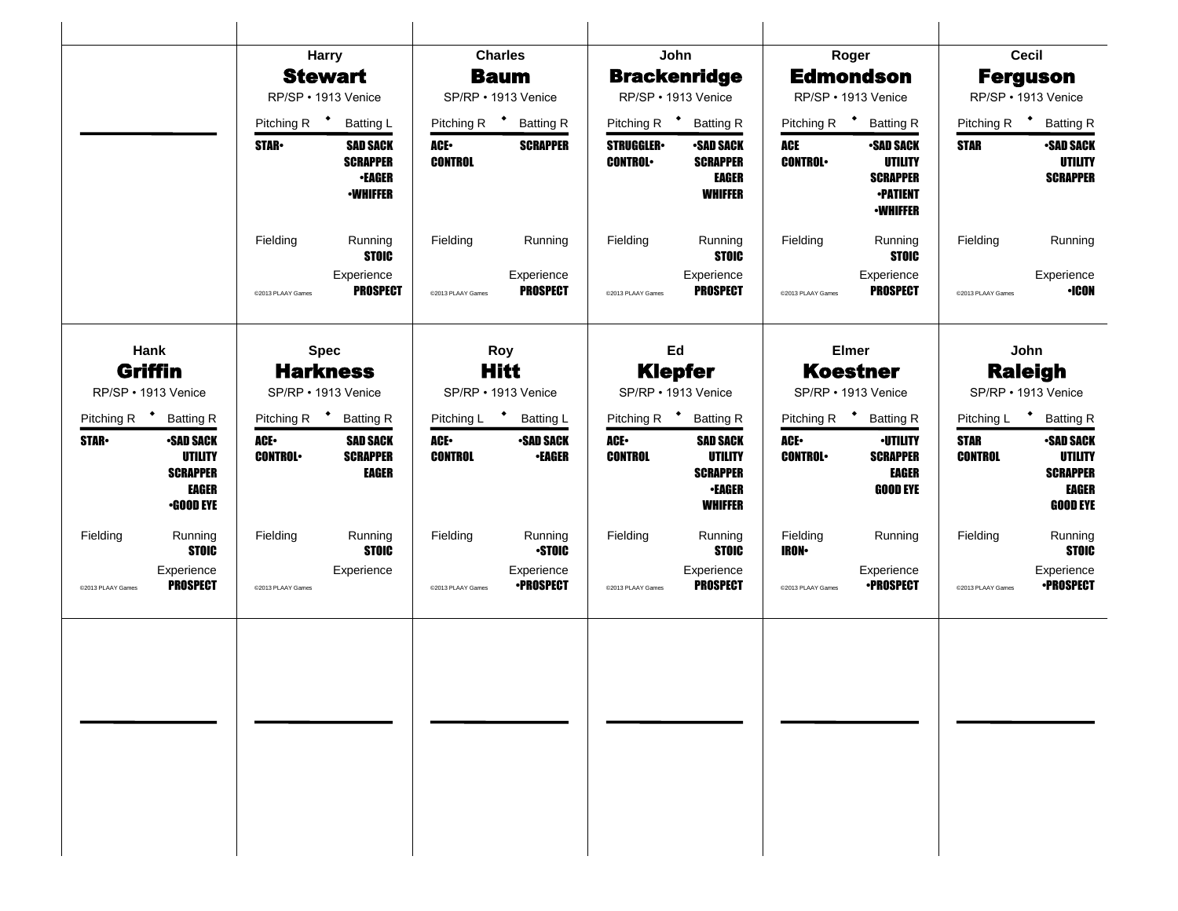## Harry Stewart

RP/SP • 1913 Venice

| Pitching R | Batting L |
|---|---|
| STAR• | SAD SACK |
| | SCRAPPER |
| | •EAGER |
| | •WHIFFER |

| Fielding | Running |
|---|---|
| | STOIC |

Experience: PROSPECT

©2013 PLAAY Games

## Charles Baum

SP/RP • 1913 Venice

| Pitching R | Batting R |
|---|---|
| ACE• | SCRAPPER |
| CONTROL | |

| Fielding | Running |
|---|---|
| | |

Experience: PROSPECT

©2013 PLAAY Games

## John Brackenridge

RP/SP • 1913 Venice

| Pitching R | Batting R |
|---|---|
| STRUGGLER• | •SAD SACK |
| CONTROL• | SCRAPPER |
| | EAGER |
| | WHIFFER |

| Fielding | Running |
|---|---|
| | STOIC |

Experience: PROSPECT

©2013 PLAAY Games

## Roger Edmondson

RP/SP • 1913 Venice

| Pitching R | Batting R |
|---|---|
| ACE | •SAD SACK |
| CONTROL• | UTILITY |
| | SCRAPPER |
| | •PATIENT |
| | •WHIFFER |

| Fielding | Running |
|---|---|
| | STOIC |

Experience: PROSPECT

©2013 PLAAY Games

## Cecil Ferguson

RP/SP • 1913 Venice

| Pitching R | Batting R |
|---|---|
| STAR | •SAD SACK |
| | UTILITY |
| | SCRAPPER |

| Fielding | Running |
|---|---|
| | |

Experience: •ICON

©2013 PLAAY Games

## Hank Griffin

RP/SP • 1913 Venice

| Pitching R | Batting R |
|---|---|
| STAR• | •SAD SACK |
| | UTILITY |
| | SCRAPPER |
| | EAGER |
| | •GOOD EYE |

| Fielding | Running |
|---|---|
| | STOIC |

Experience: PROSPECT

©2013 PLAAY Games

## Spec Harkness

SP/RP • 1913 Venice

| Pitching R | Batting R |
|---|---|
| ACE• | SAD SACK |
| CONTROL• | SCRAPPER |
| | EAGER |

| Fielding | Running |
|---|---|
| | STOIC |

Experience:

©2013 PLAAY Games

## Roy Hitt

SP/RP • 1913 Venice

| Pitching L | Batting L |
|---|---|
| ACE• | •SAD SACK |
| CONTROL | •EAGER |

| Fielding | Running |
|---|---|
| | •STOIC |

Experience: •PROSPECT

©2013 PLAAY Games

## Ed Klepfer

SP/RP • 1913 Venice

| Pitching R | Batting R |
|---|---|
| ACE• | SAD SACK |
| CONTROL | UTILITY |
| | SCRAPPER |
| | •EAGER |
| | WHIFFER |

| Fielding | Running |
|---|---|
| | STOIC |

Experience: PROSPECT

©2013 PLAAY Games

## Elmer Koestner

SP/RP • 1913 Venice

| Pitching R | Batting R |
|---|---|
| ACE• | •UTILITY |
| CONTROL• | SCRAPPER |
| | EAGER |
| | GOOD EYE |

| Fielding | Running |
|---|---|
| IRON• | |

Experience: •PROSPECT

©2013 PLAAY Games

## John Raleigh

SP/RP • 1913 Venice

| Pitching L | Batting R |
|---|---|
| STAR | •SAD SACK |
| CONTROL | UTILITY |
| | SCRAPPER |
| | EAGER |
| | GOOD EYE |

| Fielding | Running |
|---|---|
| | STOIC |

Experience: •PROSPECT

©2013 PLAAY Games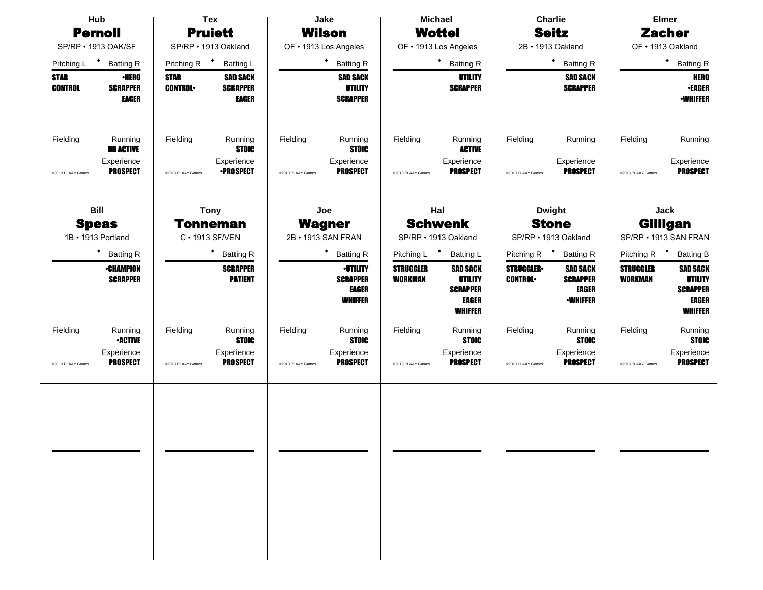## Hub Pernoll
SP/RP • 1913 OAK/SF

Pitching L • Batting R

| Pitching | Batting |
|---|---|
| STAR | •HERO |
| CONTROL | SCRAPPER |
| | EAGER |

Fielding

Running: DB ACTIVE

Experience: PROSPECT

©2013 PLAAY Games

## Tex Pruiett
SP/RP • 1913 Oakland

Pitching R • Batting L

| Pitching | Batting |
|---|---|
| STAR | SAD SACK |
| CONTROL• | SCRAPPER |
| | EAGER |

Fielding

Running: STOIC

Experience: •PROSPECT

©2013 PLAAY Games

## Jake Wilson
OF • 1913 Los Angeles

• Batting R

SAD SACK
UTILITY
SCRAPPER

Fielding

Running: STOIC

Experience: PROSPECT

©2013 PLAAY Games

## Michael Wottel
OF • 1913 Los Angeles

• Batting R

UTILITY
SCRAPPER

Fielding

Running: ACTIVE

Experience: PROSPECT

©2013 PLAAY Games

## Charlie Seitz
2B • 1913 Oakland

• Batting R

SAD SACK
SCRAPPER

Fielding

Running

Experience: PROSPECT

©2013 PLAAY Games

## Elmer Zacher
OF • 1913 Oakland

• Batting R

HERO
•EAGER
•WHIFFER

Fielding

Running

Experience: PROSPECT

©2013 PLAAY Games

## Bill Speas
1B • 1913 Portland

• Batting R

•CHAMPION
SCRAPPER

Fielding

Running: •ACTIVE

Experience: PROSPECT

©2013 PLAAY Games

## Tony Tonneman
C • 1913 SF/VEN

• Batting R

SCRAPPER
PATIENT

Fielding

Running: STOIC

Experience: PROSPECT

©2013 PLAAY Games

## Joe Wagner
2B • 1913 SAN FRAN

• Batting R

•UTILITY
SCRAPPER
EAGER
WHIFFER

Fielding

Running: STOIC

Experience: PROSPECT

©2013 PLAAY Games

## Hal Schwenk
SP/RP • 1913 Oakland

Pitching L • Batting L

| Pitching | Batting |
|---|---|
| STRUGGLER | SAD SACK |
| WORKMAN | UTILITY |
| | SCRAPPER |
| | EAGER |
| | WHIFFER |

Fielding

Running: STOIC

Experience: PROSPECT

©2013 PLAAY Games

## Dwight Stone
SP/RP • 1913 Oakland

Pitching R • Batting R

| Pitching | Batting |
|---|---|
| STRUGGLER• | SAD SACK |
| CONTROL• | SCRAPPER |
| | EAGER |
| | •WHIFFER |

Fielding

Running: STOIC

Experience: PROSPECT

©2013 PLAAY Games

## Jack Gilligan
SP/RP • 1913 SAN FRAN

Pitching R • Batting B

| Pitching | Batting |
|---|---|
| STRUGGLER | SAD SACK |
| WORKMAN | UTILITY |
| | SCRAPPER |
| | EAGER |
| | WHIFFER |

Fielding

Running: STOIC

Experience: PROSPECT

©2013 PLAAY Games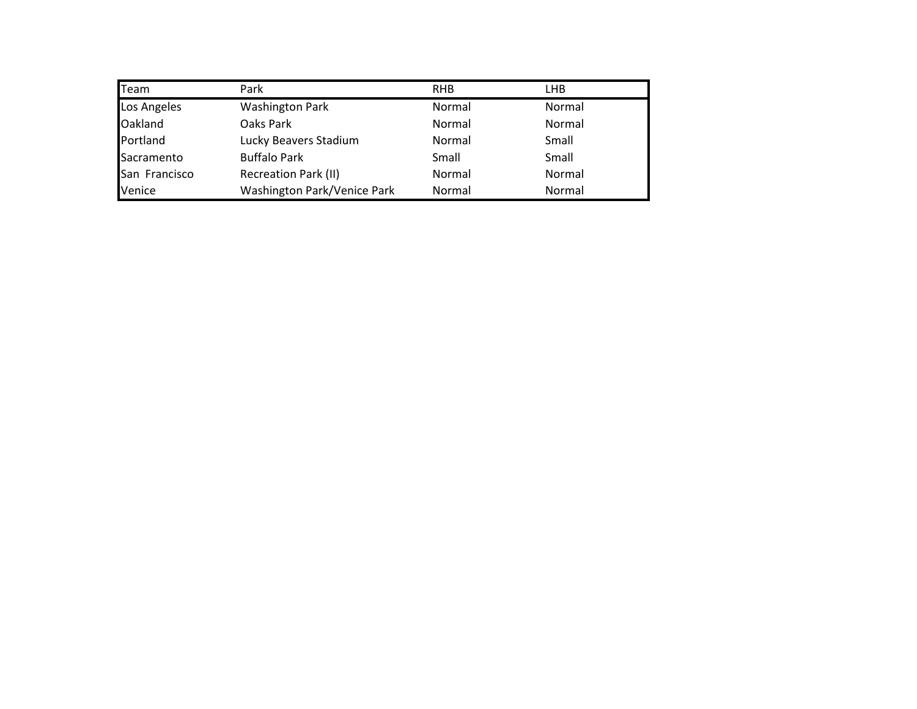| Team | Park | RHB | LHB |
| --- | --- | --- | --- |
| Los Angeles | Washington Park | Normal | Normal |
| Oakland | Oaks Park | Normal | Normal |
| Portland | Lucky Beavers Stadium | Normal | Small |
| Sacramento | Buffalo Park | Small | Small |
| San  Francisco | Recreation Park (II) | Normal | Normal |
| Venice | Washington Park/Venice Park | Normal | Normal |